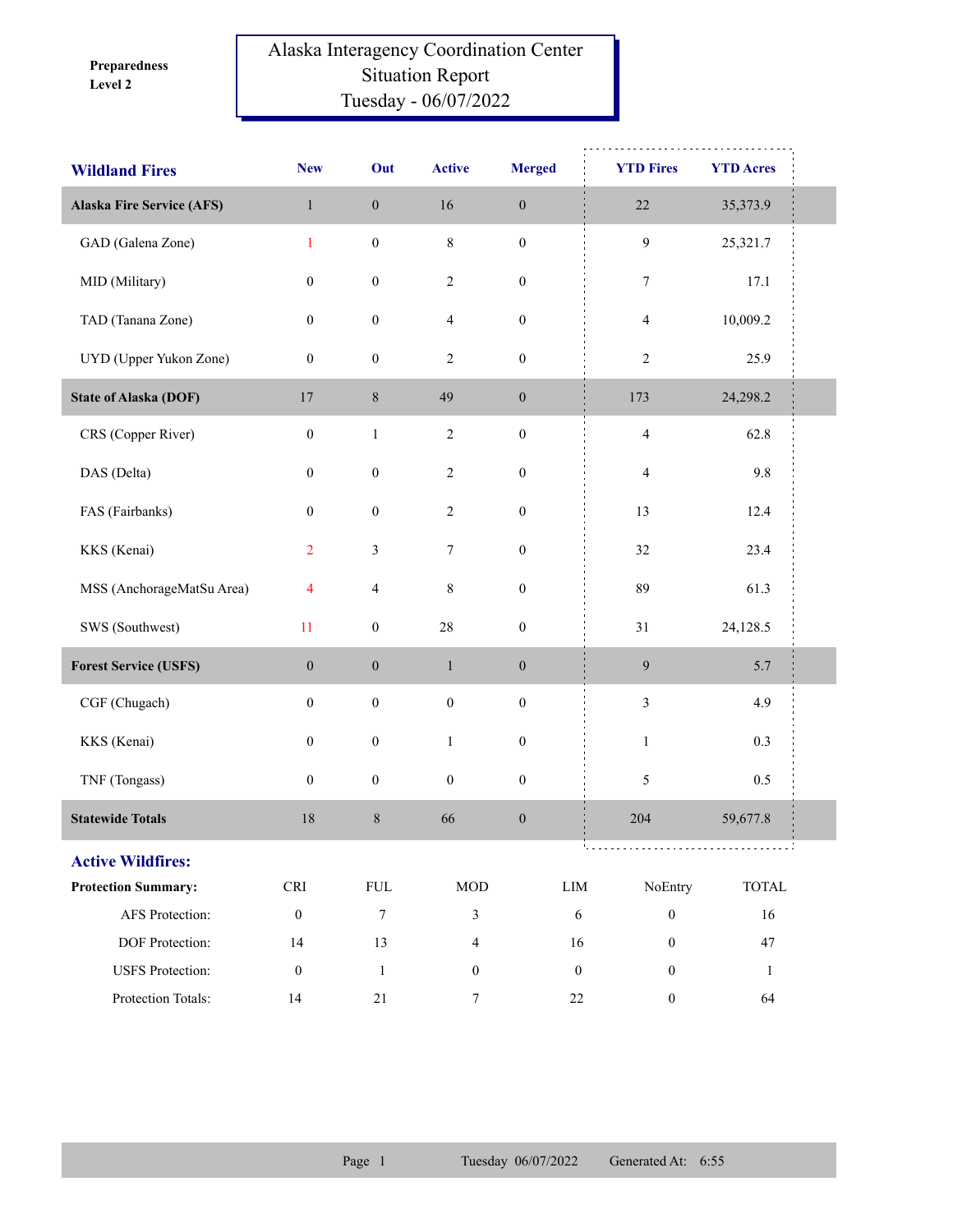**Preparedness Level 2**

# Alaska Interagency Coordination Center
## Situation Report
## Tuesday - 06/07/2022

| Wildland Fires | New | Out | Active | Merged | YTD Fires | YTD Acres |
|---|---|---|---|---|---|---|
| **Alaska Fire Service (AFS)** | 1 | 0 | 16 | 0 | 22 | 35,373.9 |
| GAD (Galena Zone) | 1 | 0 | 8 | 0 | 9 | 25,321.7 |
| MID (Military) | 0 | 0 | 2 | 0 | 7 | 17.1 |
| TAD (Tanana Zone) | 0 | 0 | 4 | 0 | 4 | 10,009.2 |
| UYD (Upper Yukon Zone) | 0 | 0 | 2 | 0 | 2 | 25.9 |
| **State of Alaska (DOF)** | 17 | 8 | 49 | 0 | 173 | 24,298.2 |
| CRS (Copper River) | 0 | 1 | 2 | 0 | 4 | 62.8 |
| DAS (Delta) | 0 | 0 | 2 | 0 | 4 | 9.8 |
| FAS (Fairbanks) | 0 | 0 | 2 | 0 | 13 | 12.4 |
| KKS (Kenai) | 2 | 3 | 7 | 0 | 32 | 23.4 |
| MSS (AnchorageMatSu Area) | 4 | 4 | 8 | 0 | 89 | 61.3 |
| SWS (Southwest) | 11 | 0 | 28 | 0 | 31 | 24,128.5 |
| **Forest Service (USFS)** | 0 | 0 | 1 | 0 | 9 | 5.7 |
| CGF (Chugach) | 0 | 0 | 0 | 0 | 3 | 4.9 |
| KKS (Kenai) | 0 | 0 | 1 | 0 | 1 | 0.3 |
| TNF (Tongass) | 0 | 0 | 0 | 0 | 5 | 0.5 |
| **Statewide Totals** | 18 | 8 | 66 | 0 | 204 | 59,677.8 |

## Active Wildfires:

| Protection Summary: | CRI | FUL | MOD | LIM | NoEntry | TOTAL |
|---|---|---|---|---|---|---|
| AFS Protection: | 0 | 7 | 3 | 6 | 0 | 16 |
| DOF Protection: | 14 | 13 | 4 | 16 | 0 | 47 |
| USFS Protection: | 0 | 1 | 0 | 0 | 0 | 1 |
| Protection Totals: | 14 | 21 | 7 | 22 | 0 | 64 |

Tuesday 06/07/2022 Generated At: 6:55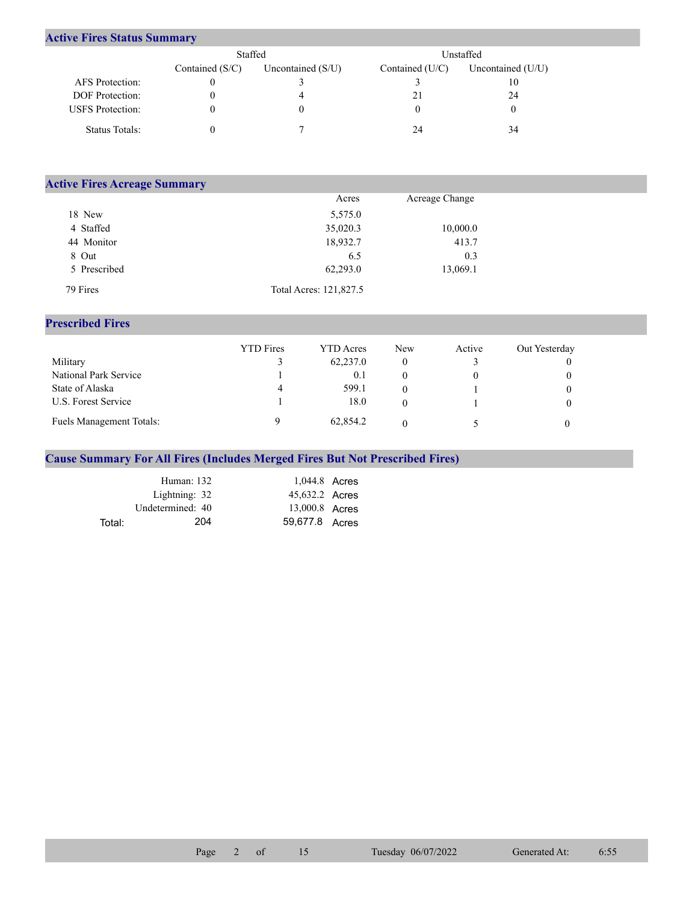## Active Fires Status Summary

| | Staffed | | Unstaffed | |
|---|---|---|---|---|
| | Contained (S/C) | Uncontained (S/U) | Contained (U/C) | Uncontained (U/U) |
| AFS Protection: | 0 | 3 | 3 | 10 |
| DOF Protection: | 0 | 4 | 21 | 24 |
| USFS Protection: | 0 | 0 | 0 | 0 |
| Status Totals: | 0 | 7 | 24 | 34 |

## Active Fires Acreage Summary

| | Acres | Acreage Change |
|---|---|---|
| 18 New | 5,575.0 | |
| 4 Staffed | 35,020.3 | 10,000.0 |
| 44 Monitor | 18,932.7 | 413.7 |
| 8 Out | 6.5 | 0.3 |
| 5 Prescribed | 62,293.0 | 13,069.1 |
| 79 Fires | Total Acres: 121,827.5 | |

## Prescribed Fires

| | YTD Fires | YTD Acres | New | Active | Out Yesterday |
|---|---|---|---|---|---|
| Military | 3 | 62,237.0 | 0 | 3 | 0 |
| National Park Service | 1 | 0.1 | 0 | 0 | 0 |
| State of Alaska | 4 | 599.1 | 0 | 1 | 0 |
| U.S. Forest Service | 1 | 18.0 | 0 | 1 | 0 |
| Fuels Management Totals: | 9 | 62,854.2 | 0 | 5 | 0 |

## Cause Summary For All Fires (Includes Merged Fires But Not Prescribed Fires)

| | Fires | Acres |
|---|---|---|
| Human: | 132 | 1,044.8 Acres |
| Lightning: | 32 | 45,632.2 Acres |
| Undetermined: | 40 | 13,000.8 Acres |
| Total: | 204 | 59,677.8 Acres |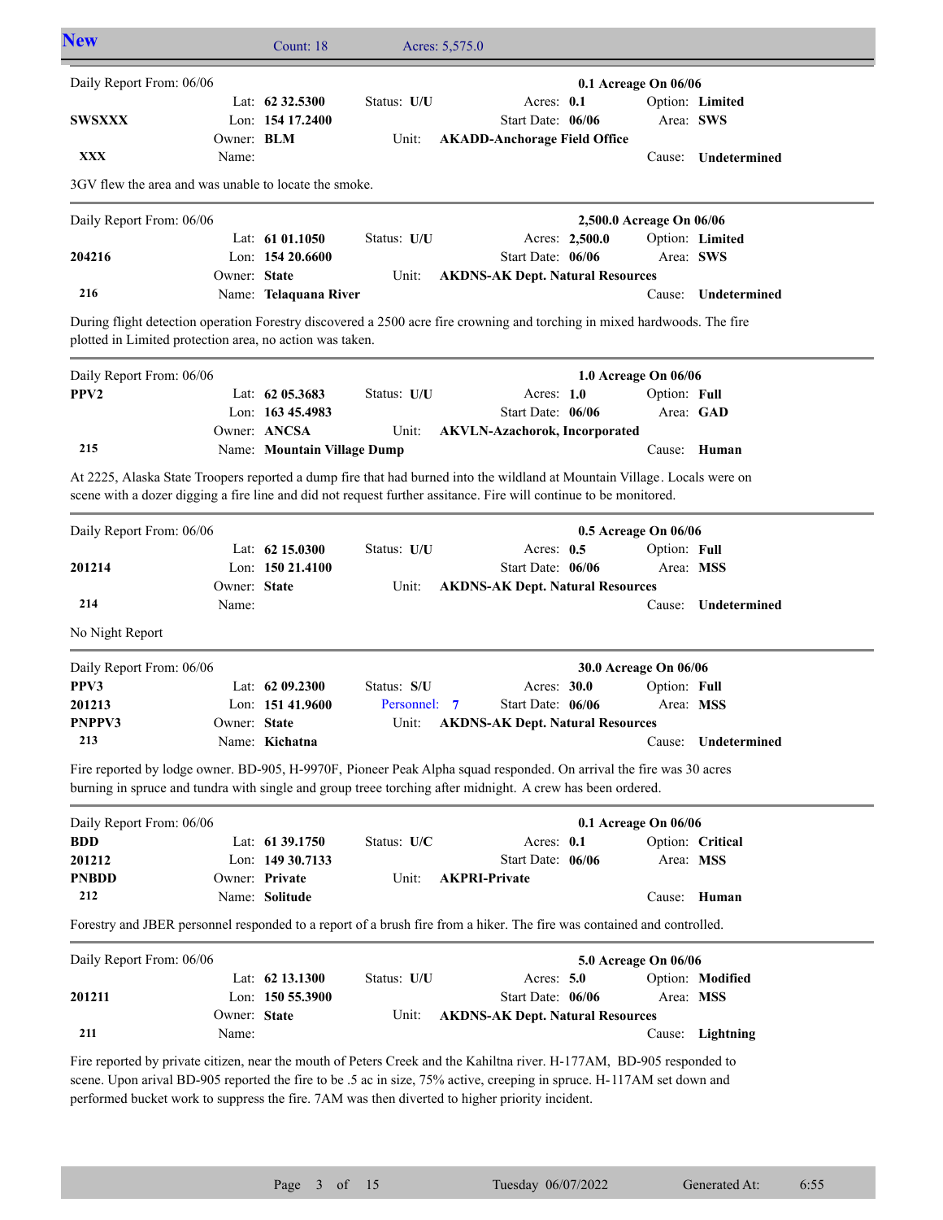## New

Count: 18 Acres: 5,575.0

---

Daily Report From: 06/06 **0.1 Acreage On 06/06**

| | | | |
|---|---|---|---|
| **SWSXXX** | Lat: **62 32.5300** | Status: **U/U** | Acres: **0.1** | Option: **Limited** |
| | Lon: **154 17.2400** | | Start Date: **06/06** | Area: **SWS** |
| **XXX** | Owner: **BLM** | Unit: **AKADD-Anchorage Field Office** | | |
| | Name: | | | Cause: **Undetermined** |

3GV flew the area and was unable to locate the smoke.

---

Daily Report From: 06/06 **2,500.0 Acreage On 06/06**

| | | | | |
|---|---|---|---|---|
| **204216** | Lat: **61 01.1050** | Status: **U/U** | Acres: **2,500.0** | Option: **Limited** |
| | Lon: **154 20.6600** | | Start Date: **06/06** | Area: **SWS** |
| **216** | Owner: **State** | Unit: **AKDNS-AK Dept. Natural Resources** | | |
| | Name: **Telaquana River** | | | Cause: **Undetermined** |

During flight detection operation Forestry discovered a 2500 acre fire crowning and torching in mixed hardwoods. The fire plotted in Limited protection area, no action was taken.

---

Daily Report From: 06/06 **1.0 Acreage On 06/06**

| | | | | |
|---|---|---|---|---|
| **PPV2** | Lat: **62 05.3683** | Status: **U/U** | Acres: **1.0** | Option: **Full** |
| | Lon: **163 45.4983** | | Start Date: **06/06** | Area: **GAD** |
| **215** | Owner: **ANCSA** | Unit: **AKVLN-Azachorok, Incorporated** | | |
| | Name: **Mountain Village Dump** | | | Cause: **Human** |

At 2225, Alaska State Troopers reported a dump fire that had burned into the wildland at Mountain Village. Locals were on scene with a dozer digging a fire line and did not request further assitance. Fire will continue to be monitored.

---

Daily Report From: 06/06 **0.5 Acreage On 06/06**

| | | | | |
|---|---|---|---|---|
| **201214** | Lat: **62 15.0300** | Status: **U/U** | Acres: **0.5** | Option: **Full** |
| | Lon: **150 21.4100** | | Start Date: **06/06** | Area: **MSS** |
| **214** | Owner: **State** | Unit: **AKDNS-AK Dept. Natural Resources** | | |
| | Name: | | | Cause: **Undetermined** |

No Night Report

---

Daily Report From: 06/06 **30.0 Acreage On 06/06**

| | | | | |
|---|---|---|---|---|
| **PPV3** | Lat: **62 09.2300** | Status: **S/U** | Acres: **30.0** | Option: **Full** |
| **201213** | Lon: **151 41.9600** | Personnel: **7** | Start Date: **06/06** | Area: **MSS** |
| **PNPPV3** | Owner: **State** | Unit: **AKDNS-AK Dept. Natural Resources** | | |
| **213** | Name: **Kichatna** | | | Cause: **Undetermined** |

Fire reported by lodge owner. BD-905, H-9970F, Pioneer Peak Alpha squad responded. On arrival the fire was 30 acres burning in spruce and tundra with single and group treee torching after midnight. A crew has been ordered.

---

Daily Report From: 06/06 **0.1 Acreage On 06/06**

| | | | | |
|---|---|---|---|---|
| **BDD** | Lat: **61 39.1750** | Status: **U/C** | Acres: **0.1** | Option: **Critical** |
| **201212** | Lon: **149 30.7133** | | Start Date: **06/06** | Area: **MSS** |
| **PNBDD** | Owner: **Private** | Unit: **AKPRI-Private** | | |
| **212** | Name: **Solitude** | | | Cause: **Human** |

Forestry and JBER personnel responded to a report of a brush fire from a hiker. The fire was contained and controlled.

---

Daily Report From: 06/06 **5.0 Acreage On 06/06**

| | | | | |
|---|---|---|---|---|
| **201211** | Lat: **62 13.1300** | Status: **U/U** | Acres: **5.0** | Option: **Modified** |
| | Lon: **150 55.3900** | | Start Date: **06/06** | Area: **MSS** |
| **211** | Owner: **State** | Unit: **AKDNS-AK Dept. Natural Resources** | | |
| | Name: | | | Cause: **Lightning** |

Fire reported by private citizen, near the mouth of Peters Creek and the Kahiltna river. H-177AM, BD-905 responded to scene. Upon arival BD-905 reported the fire to be .5 ac in size, 75% active, creeping in spruce. H-117AM set down and performed bucket work to suppress the fire. 7AM was then diverted to higher priority incident.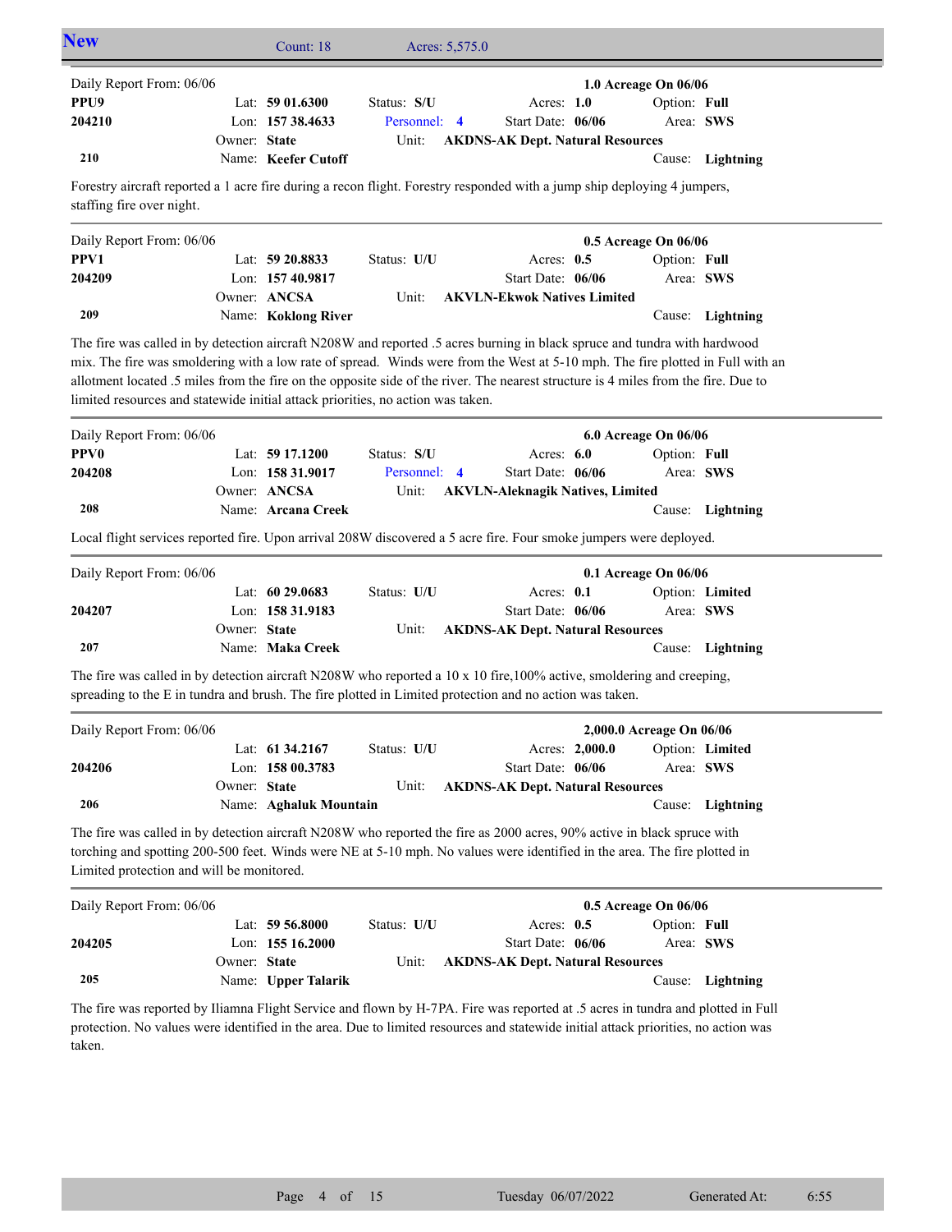## New

Count: 18 Acres: 5,575.0

---

Daily Report From: 06/06 — **1.0 Acreage On 06/06**

| | | | | |
|---|---|---|---|---|
| **PPU9** | Lat: **59 01.6300** | Status: **S/U** | Acres: **1.0** | Option: **Full** |
| **204210** | Lon: **157 38.4633** | Personnel: **4** | Start Date: **06/06** | Area: **SWS** |
| | Owner: **State** | Unit: **AKDNS-AK Dept. Natural Resources** | | |
| **210** | Name: **Keefer Cutoff** | | | Cause: **Lightning** |

Forestry aircraft reported a 1 acre fire during a recon flight. Forestry responded with a jump ship deploying 4 jumpers, staffing fire over night.

---

Daily Report From: 06/06 — **0.5 Acreage On 06/06**

| | | | | |
|---|---|---|---|---|
| **PPV1** | Lat: **59 20.8833** | Status: **U/U** | Acres: **0.5** | Option: **Full** |
| **204209** | Lon: **157 40.9817** | | Start Date: **06/06** | Area: **SWS** |
| | Owner: **ANCSA** | Unit: **AKVLN-Ekwok Natives Limited** | | |
| **209** | Name: **Koklong River** | | | Cause: **Lightning** |

The fire was called in by detection aircraft N208W and reported .5 acres burning in black spruce and tundra with hardwood mix. The fire was smoldering with a low rate of spread. Winds were from the West at 5-10 mph. The fire plotted in Full with an allotment located .5 miles from the fire on the opposite side of the river. The nearest structure is 4 miles from the fire. Due to limited resources and statewide initial attack priorities, no action was taken.

---

Daily Report From: 06/06 — **6.0 Acreage On 06/06**

| | | | | |
|---|---|---|---|---|
| **PPV0** | Lat: **59 17.1200** | Status: **S/U** | Acres: **6.0** | Option: **Full** |
| **204208** | Lon: **158 31.9017** | Personnel: **4** | Start Date: **06/06** | Area: **SWS** |
| | Owner: **ANCSA** | Unit: **AKVLN-Aleknagik Natives, Limited** | | |
| **208** | Name: **Arcana Creek** | | | Cause: **Lightning** |

Local flight services reported fire. Upon arrival 208W discovered a 5 acre fire. Four smoke jumpers were deployed.

---

Daily Report From: 06/06 — **0.1 Acreage On 06/06**

| | | | | |
|---|---|---|---|---|
| | Lat: **60 29.0683** | Status: **U/U** | Acres: **0.1** | Option: **Limited** |
| **204207** | Lon: **158 31.9183** | | Start Date: **06/06** | Area: **SWS** |
| | Owner: **State** | Unit: **AKDNS-AK Dept. Natural Resources** | | |
| **207** | Name: **Maka Creek** | | | Cause: **Lightning** |

The fire was called in by detection aircraft N208W who reported a 10 x 10 fire,100% active, smoldering and creeping, spreading to the E in tundra and brush. The fire plotted in Limited protection and no action was taken.

---

Daily Report From: 06/06 — **2,000.0 Acreage On 06/06**

| | | | | |
|---|---|---|---|---|
| | Lat: **61 34.2167** | Status: **U/U** | Acres: **2,000.0** | Option: **Limited** |
| **204206** | Lon: **158 00.3783** | | Start Date: **06/06** | Area: **SWS** |
| | Owner: **State** | Unit: **AKDNS-AK Dept. Natural Resources** | | |
| **206** | Name: **Aghaluk Mountain** | | | Cause: **Lightning** |

The fire was called in by detection aircraft N208W who reported the fire as 2000 acres, 90% active in black spruce with torching and spotting 200-500 feet. Winds were NE at 5-10 mph. No values were identified in the area. The fire plotted in Limited protection and will be monitored.

---

Daily Report From: 06/06 — **0.5 Acreage On 06/06**

| | | | | |
|---|---|---|---|---|
| | Lat: **59 56.8000** | Status: **U/U** | Acres: **0.5** | Option: **Full** |
| **204205** | Lon: **155 16.2000** | | Start Date: **06/06** | Area: **SWS** |
| | Owner: **State** | Unit: **AKDNS-AK Dept. Natural Resources** | | |
| **205** | Name: **Upper Talarik** | | | Cause: **Lightning** |

The fire was reported by Iliamna Flight Service and flown by H-7PA. Fire was reported at .5 acres in tundra and plotted in Full protection. No values were identified in the area. Due to limited resources and statewide initial attack priorities, no action was taken.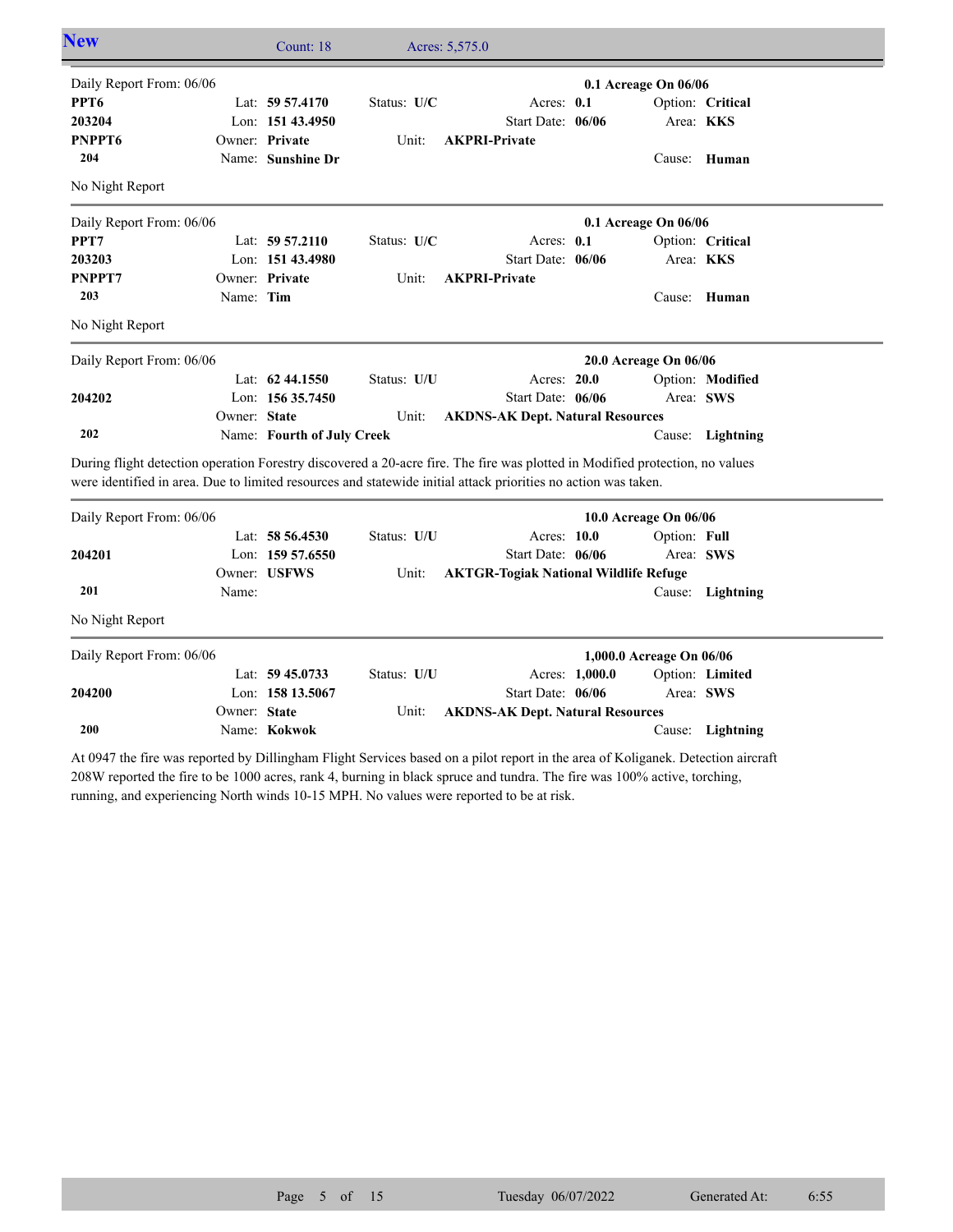## New

Count: 18 Acres: 5,575.0

---

Daily Report From: 06/06 — **0.1 Acreage On 06/06**

| | | | |
|---|---|---|---|
| **PPT6** | Lat: **59 57.4170** | Status: **U/C** | Acres: **0.1** | 
| **203204** | Lon: **151 43.4950** | Start Date: **06/06** | Option: **Critical** |
| **PNPPT6** | Owner: **Private** | Unit: **AKPRI-Private** | Area: **KKS** |
| **204** | Name: **Sunshine Dr** | | Cause: **Human** |

No Night Report

---

Daily Report From: 06/06 — **0.1 Acreage On 06/06**

| | | | |
|---|---|---|---|
| **PPT7** | Lat: **59 57.2110** | Status: **U/C** | Acres: **0.1** |
| **203203** | Lon: **151 43.4980** | Start Date: **06/06** | Option: **Critical** |
| **PNPPT7** | Owner: **Private** | Unit: **AKPRI-Private** | Area: **KKS** |
| **203** | Name: **Tim** | | Cause: **Human** |

No Night Report

---

Daily Report From: 06/06 — **20.0 Acreage On 06/06**

| | | | |
|---|---|---|---|
| | Lat: **62 44.1550** | Status: **U/U** | Acres: **20.0** |
| **204202** | Lon: **156 35.7450** | Start Date: **06/06** | Option: **Modified** |
| | Owner: **State** | Unit: **AKDNS-AK Dept. Natural Resources** | Area: **SWS** |
| **202** | Name: **Fourth of July Creek** | | Cause: **Lightning** |

During flight detection operation Forestry discovered a 20-acre fire. The fire was plotted in Modified protection, no values were identified in area. Due to limited resources and statewide initial attack priorities no action was taken.

---

Daily Report From: 06/06 — **10.0 Acreage On 06/06**

| | | | |
|---|---|---|---|
| | Lat: **58 56.4530** | Status: **U/U** | Acres: **10.0** |
| **204201** | Lon: **159 57.6550** | Start Date: **06/06** | Option: **Full** |
| | Owner: **USFWS** | Unit: **AKTGR-Togiak National Wildlife Refuge** | Area: **SWS** |
| **201** | Name: | | Cause: **Lightning** |

No Night Report

---

Daily Report From: 06/06 — **1,000.0 Acreage On 06/06**

| | | | |
|---|---|---|---|
| | Lat: **59 45.0733** | Status: **U/U** | Acres: **1,000.0** |
| **204200** | Lon: **158 13.5067** | Start Date: **06/06** | Option: **Limited** |
| | Owner: **State** | Unit: **AKDNS-AK Dept. Natural Resources** | Area: **SWS** |
| **200** | Name: **Kokwok** | | Cause: **Lightning** |

At 0947 the fire was reported by Dillingham Flight Services based on a pilot report in the area of Koliganek. Detection aircraft 208W reported the fire to be 1000 acres, rank 4, burning in black spruce and tundra. The fire was 100% active, torching, running, and experiencing North winds 10-15 MPH. No values were reported to be at risk.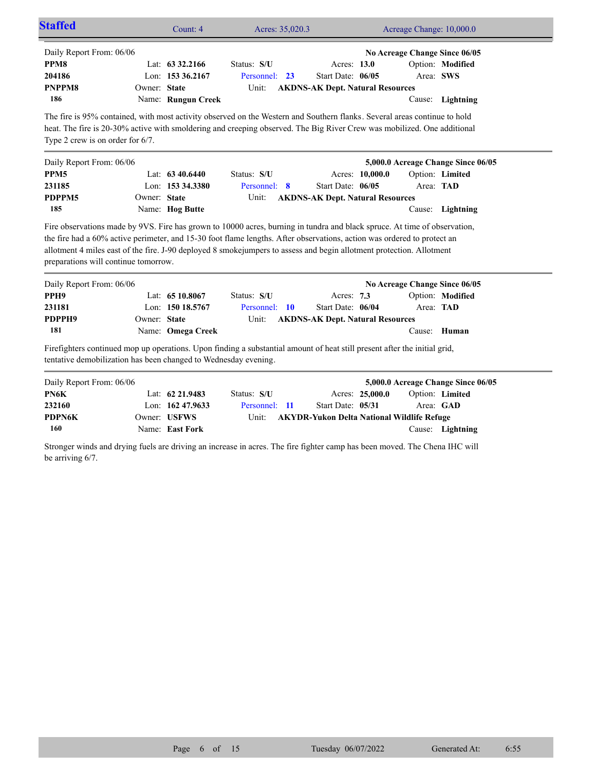## Staffed

Count: 4 | Acres: 35,020.3 | Acreage Change: 10,000.0

---

Daily Report From: 06/06 — **No Acreage Change Since 06/05**

| | | | | |
|---|---|---|---|---|
| **PPM8** | Lat: **63 32.2166** | Status: **S/U** | Acres: **13.0** | Option: **Modified** |
| **204186** | Lon: **153 36.2167** | Personnel: **23** | Start Date: **06/05** | Area: **SWS** |
| **PNPPM8** | Owner: **State** | Unit: **AKDNS-AK Dept. Natural Resources** | | |
| **186** | Name: **Rungun Creek** | | | Cause: **Lightning** |

The fire is 95% contained, with most activity observed on the Western and Southern flanks. Several areas continue to hold heat. The fire is 20-30% active with smoldering and creeping observed. The Big River Crew was mobilized. One additional Type 2 crew is on order for 6/7.

---

Daily Report From: 06/06 — **5,000.0 Acreage Change Since 06/05**

| | | | | |
|---|---|---|---|---|
| **PPM5** | Lat: **63 40.6440** | Status: **S/U** | Acres: **10,000.0** | Option: **Limited** |
| **231185** | Lon: **153 34.3380** | Personnel: **8** | Start Date: **06/05** | Area: **TAD** |
| **PDPPM5** | Owner: **State** | Unit: **AKDNS-AK Dept. Natural Resources** | | |
| **185** | Name: **Hog Butte** | | | Cause: **Lightning** |

Fire observations made by 9VS. Fire has grown to 10000 acres, burning in tundra and black spruce. At time of observation, the fire had a 60% active perimeter, and 15-30 foot flame lengths. After observations, action was ordered to protect an allotment 4 miles east of the fire. J-90 deployed 8 smokejumpers to assess and begin allotment protection. Allotment preparations will continue tomorrow.

---

Daily Report From: 06/06 — **No Acreage Change Since 06/05**

| | | | | |
|---|---|---|---|---|
| **PPH9** | Lat: **65 10.8067** | Status: **S/U** | Acres: **7.3** | Option: **Modified** |
| **231181** | Lon: **150 18.5767** | Personnel: **10** | Start Date: **06/04** | Area: **TAD** |
| **PDPPH9** | Owner: **State** | Unit: **AKDNS-AK Dept. Natural Resources** | | |
| **181** | Name: **Omega Creek** | | | Cause: **Human** |

Firefighters continued mop up operations. Upon finding a substantial amount of heat still present after the initial grid, tentative demobilization has been changed to Wednesday evening.

---

Daily Report From: 06/06 — **5,000.0 Acreage Change Since 06/05**

| | | | | |
|---|---|---|---|---|
| **PN6K** | Lat: **62 21.9483** | Status: **S/U** | Acres: **25,000.0** | Option: **Limited** |
| **232160** | Lon: **162 47.9633** | Personnel: **11** | Start Date: **05/31** | Area: **GAD** |
| **PDPN6K** | Owner: **USFWS** | Unit: **AKYDR-Yukon Delta National Wildlife Refuge** | | |
| **160** | Name: **East Fork** | | | Cause: **Lightning** |

Stronger winds and drying fuels are driving an increase in acres. The fire fighter camp has been moved. The Chena IHC will be arriving 6/7.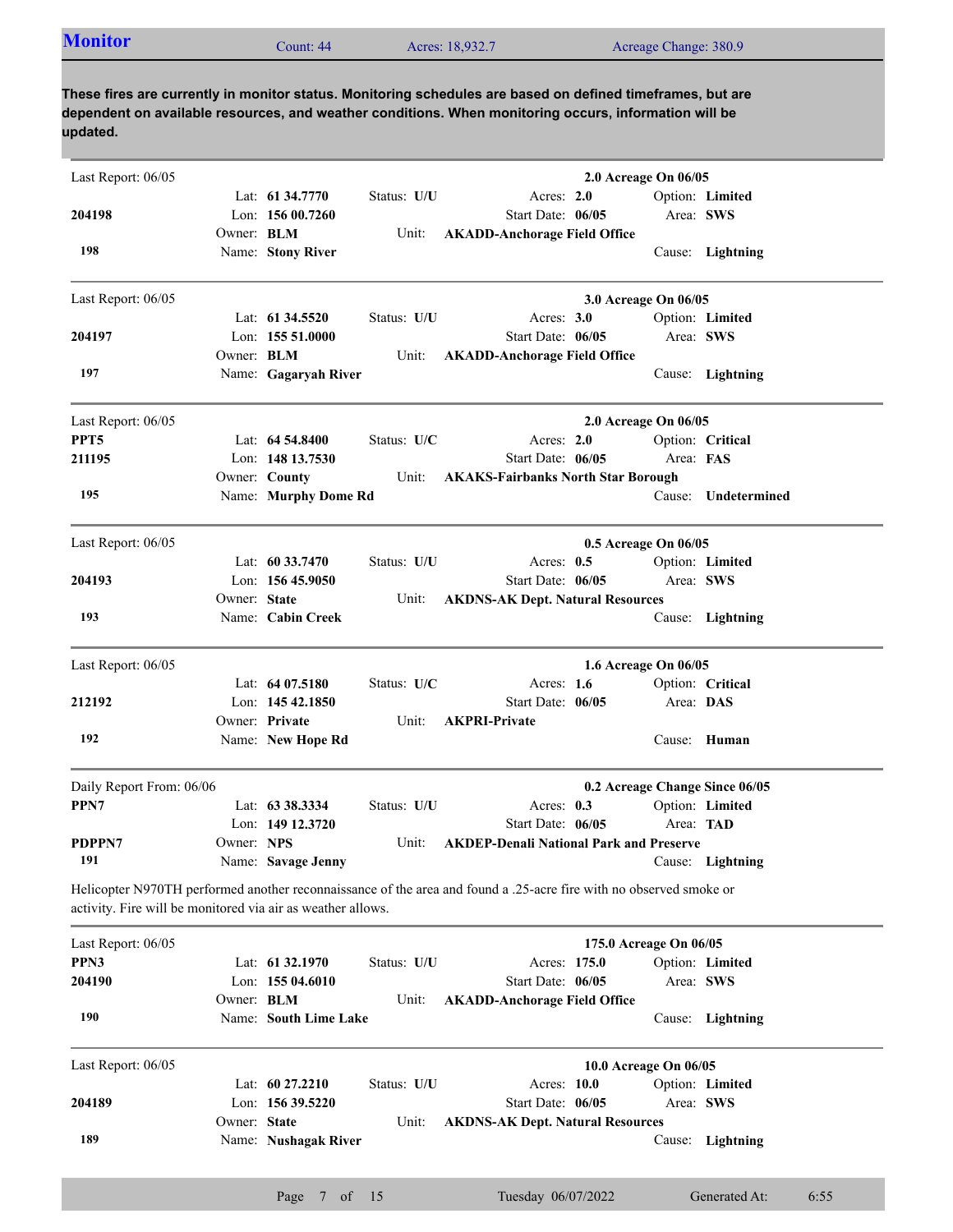## Monitor

Count: 44 | Acres: 18,932.7 | Acreage Change: 380.9

**These fires are currently in monitor status. Monitoring schedules are based on defined timeframes, but are dependent on available resources, and weather conditions. When monitoring occurs, information will be updated.**

---

Last Report: 06/05 — **2.0 Acreage On 06/05**

**204198**
**198**

Lat: **61 34.7770** | Status: **U/U** | Acres: **2.0** | Option: **Limited**
Lon: **156 00.7260** | Start Date: **06/05** | Area: **SWS**
Owner: **BLM** | Unit: **AKADD-Anchorage Field Office**
Name: **Stony River** | Cause: **Lightning**

---

Last Report: 06/05 — **3.0 Acreage On 06/05**

**204197**
**197**

Lat: **61 34.5520** | Status: **U/U** | Acres: **3.0** | Option: **Limited**
Lon: **155 51.0000** | Start Date: **06/05** | Area: **SWS**
Owner: **BLM** | Unit: **AKADD-Anchorage Field Office**
Name: **Gagaryah River** | Cause: **Lightning**

---

Last Report: 06/05 — **2.0 Acreage On 06/05**

**PPT5**
**211195**
**195**

Lat: **64 54.8400** | Status: **U/C** | Acres: **2.0** | Option: **Critical**
Lon: **148 13.7530** | Start Date: **06/05** | Area: **FAS**
Owner: **County** | Unit: **AKAKS-Fairbanks North Star Borough**
Name: **Murphy Dome Rd** | Cause: **Undetermined**

---

Last Report: 06/05 — **0.5 Acreage On 06/05**

**204193**
**193**

Lat: **60 33.7470** | Status: **U/U** | Acres: **0.5** | Option: **Limited**
Lon: **156 45.9050** | Start Date: **06/05** | Area: **SWS**
Owner: **State** | Unit: **AKDNS-AK Dept. Natural Resources**
Name: **Cabin Creek** | Cause: **Lightning**

---

Last Report: 06/05 — **1.6 Acreage On 06/05**

**212192**
**192**

Lat: **64 07.5180** | Status: **U/C** | Acres: **1.6** | Option: **Critical**
Lon: **145 42.1850** | Start Date: **06/05** | Area: **DAS**
Owner: **Private** | Unit: **AKPRI-Private**
Name: **New Hope Rd** | Cause: **Human**

---

Daily Report From: 06/06 — **0.2 Acreage Change Since 06/05**

**PPN7**
**PDPPN7**
**191**

Lat: **63 38.3334** | Status: **U/U** | Acres: **0.3** | Option: **Limited**
Lon: **149 12.3720** | Start Date: **06/05** | Area: **TAD**
Owner: **NPS** | Unit: **AKDEP-Denali National Park and Preserve**
Name: **Savage Jenny** | Cause: **Lightning**

Helicopter N970TH performed another reconnaissance of the area and found a .25-acre fire with no observed smoke or activity. Fire will be monitored via air as weather allows.

---

Last Report: 06/05 — **175.0 Acreage On 06/05**

**PPN3**
**204190**
**190**

Lat: **61 32.1970** | Status: **U/U** | Acres: **175.0** | Option: **Limited**
Lon: **155 04.6010** | Start Date: **06/05** | Area: **SWS**
Owner: **BLM** | Unit: **AKADD-Anchorage Field Office**
Name: **South Lime Lake** | Cause: **Lightning**

---

Last Report: 06/05 — **10.0 Acreage On 06/05**

**204189**
**189**

Lat: **60 27.2210** | Status: **U/U** | Acres: **10.0** | Option: **Limited**
Lon: **156 39.5220** | Start Date: **06/05** | Area: **SWS**
Owner: **State** | Unit: **AKDNS-AK Dept. Natural Resources**
Name: **Nushagak River** | Cause: **Lightning**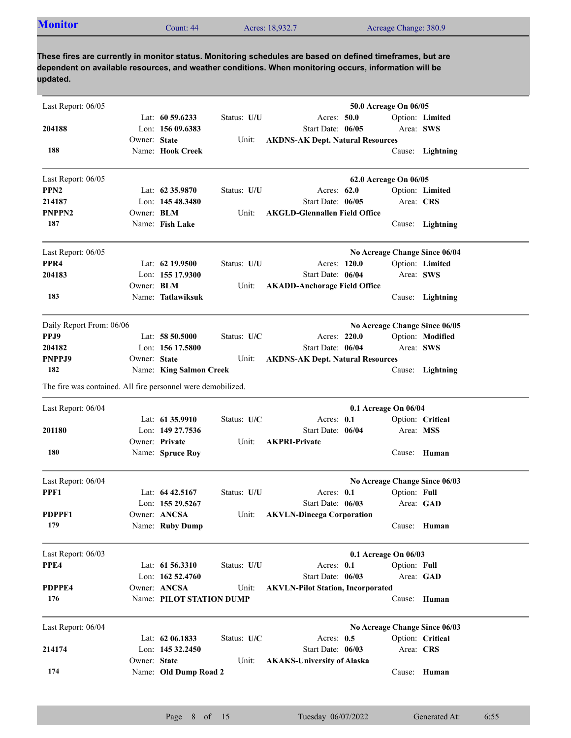## Monitor

Count: 44 | Acres: 18,932.7 | Acreage Change: 380.9

**These fires are currently in monitor status. Monitoring schedules are based on defined timeframes, but are dependent on available resources, and weather conditions. When monitoring occurs, information will be updated.**

---

Last Report: 06/05 — **50.0 Acreage On 06/05**

| | | | |
|---|---|---|---|
| | Lat: **60 59.6233** | Status: **U/U** | Acres: **50.0** | 
| **204188** | Lon: **156 09.6383** | Start Date: **06/05** | Option: **Limited** |
| | Owner: **State** | Unit: **AKDNS-AK Dept. Natural Resources** | Area: **SWS** |
| **188** | Name: **Hook Creek** | | Cause: **Lightning** |

---

Last Report: 06/05 — **62.0 Acreage On 06/05**

| | | | |
|---|---|---|---|
| **PPN2** | Lat: **62 35.9870** | Status: **U/U** | Acres: **62.0** |
| **214187** | Lon: **145 48.3480** | Start Date: **06/05** | Option: **Limited** |
| **PNPPN2** | Owner: **BLM** | Unit: **AKGLD-Glennallen Field Office** | Area: **CRS** |
| **187** | Name: **Fish Lake** | | Cause: **Lightning** |

---

Last Report: 06/05 — **No Acreage Change Since 06/04**

| | | | |
|---|---|---|---|
| **PPR4** | Lat: **62 19.9500** | Status: **U/U** | Acres: **120.0** |
| **204183** | Lon: **155 17.9300** | Start Date: **06/04** | Option: **Limited** |
| | Owner: **BLM** | Unit: **AKADD-Anchorage Field Office** | Area: **SWS** |
| **183** | Name: **Tatlawiksuk** | | Cause: **Lightning** |

---

Daily Report From: 06/06 — **No Acreage Change Since 06/05**

| | | | |
|---|---|---|---|
| **PPJ9** | Lat: **58 50.5000** | Status: **U/C** | Acres: **220.0** |
| **204182** | Lon: **156 17.5800** | Start Date: **06/04** | Option: **Modified** |
| **PNPPJ9** | Owner: **State** | Unit: **AKDNS-AK Dept. Natural Resources** | Area: **SWS** |
| **182** | Name: **King Salmon Creek** | | Cause: **Lightning** |

The fire was contained. All fire personnel were demobilized.

---

Last Report: 06/04 — **0.1 Acreage On 06/04**

| | | | |
|---|---|---|---|
| | Lat: **61 35.9910** | Status: **U/C** | Acres: **0.1** |
| **201180** | Lon: **149 27.7536** | Start Date: **06/04** | Option: **Critical** |
| | Owner: **Private** | Unit: **AKPRI-Private** | Area: **MSS** |
| **180** | Name: **Spruce Roy** | | Cause: **Human** |

---

Last Report: 06/04 — **No Acreage Change Since 06/03**

| | | | |
|---|---|---|---|
| **PPF1** | Lat: **64 42.5167** | Status: **U/U** | Acres: **0.1** |
| | Lon: **155 29.5267** | Start Date: **06/03** | Option: **Full** |
| **PDPPF1** | Owner: **ANCSA** | Unit: **AKVLN-Dineega Corporation** | Area: **GAD** |
| **179** | Name: **Ruby Dump** | | Cause: **Human** |

---

Last Report: 06/03 — **0.1 Acreage On 06/03**

| | | | |
|---|---|---|---|
| **PPE4** | Lat: **61 56.3310** | Status: **U/U** | Acres: **0.1** |
| | Lon: **162 52.4760** | Start Date: **06/03** | Option: **Full** |
| **PDPPE4** | Owner: **ANCSA** | Unit: **AKVLN-Pilot Station, Incorporated** | Area: **GAD** |
| **176** | Name: **PILOT STATION DUMP** | | Cause: **Human** |

---

Last Report: 06/04 — **No Acreage Change Since 06/03**

| | | | |
|---|---|---|---|
| | Lat: **62 06.1833** | Status: **U/C** | Acres: **0.5** |
| **214174** | Lon: **145 32.2450** | Start Date: **06/03** | Option: **Critical** |
| | Owner: **State** | Unit: **AKAKS-University of Alaska** | Area: **CRS** |
| **174** | Name: **Old Dump Road 2** | | Cause: **Human** |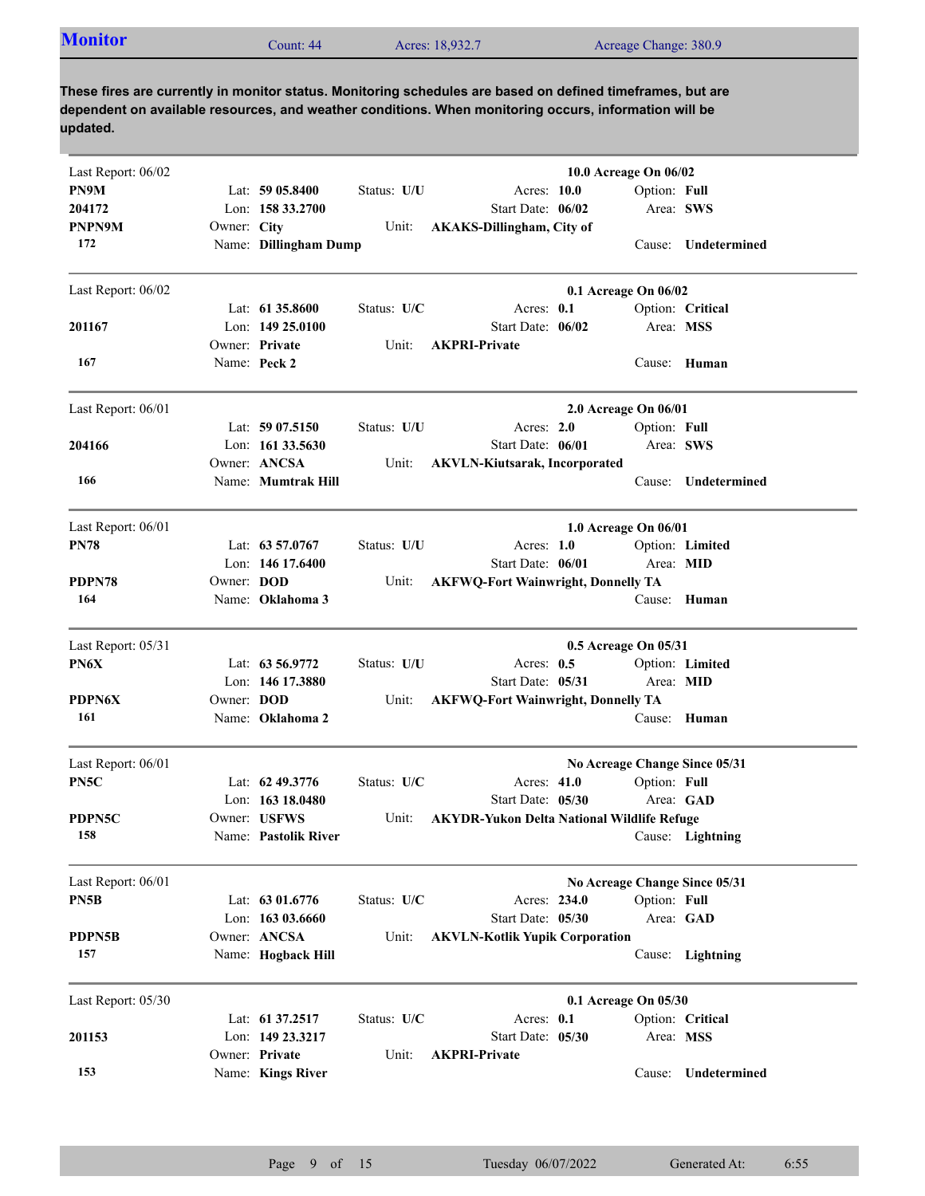## Monitor

Count: 44 | Acres: 18,932.7 | Acreage Change: 380.9

**These fires are currently in monitor status. Monitoring schedules are based on defined timeframes, but are dependent on available resources, and weather conditions. When monitoring occurs, information will be updated.**

---

Last Report: 06/02 — **10.0 Acreage On 06/02**

**PN9M**
**204172**
**PNPN9M**
**172**

Lat: **59 05.8400** | Status: **U/U** | Acres: **10.0** | Option: **Full**
Lon: **158 33.2700** | Start Date: **06/02** | Area: **SWS**
Owner: **City** | Unit: **AKAKS-Dillingham, City of**
Name: **Dillingham Dump** | Cause: **Undetermined**

---

Last Report: 06/02 — **0.1 Acreage On 06/02**

**201167**
**167**

Lat: **61 35.8600** | Status: **U/C** | Acres: **0.1** | Option: **Critical**
Lon: **149 25.0100** | Start Date: **06/02** | Area: **MSS**
Owner: **Private** | Unit: **AKPRI-Private**
Name: **Peck 2** | Cause: **Human**

---

Last Report: 06/01 — **2.0 Acreage On 06/01**

**204166**
**166**

Lat: **59 07.5150** | Status: **U/U** | Acres: **2.0** | Option: **Full**
Lon: **161 33.5630** | Start Date: **06/01** | Area: **SWS**
Owner: **ANCSA** | Unit: **AKVLN-Kiutsarak, Incorporated**
Name: **Mumtrak Hill** | Cause: **Undetermined**

---

Last Report: 06/01 — **1.0 Acreage On 06/01**

**PN78**
**PDPN78**
**164**

Lat: **63 57.0767** | Status: **U/U** | Acres: **1.0** | Option: **Limited**
Lon: **146 17.6400** | Start Date: **06/01** | Area: **MID**
Owner: **DOD** | Unit: **AKFWQ-Fort Wainwright, Donnelly TA**
Name: **Oklahoma 3** | Cause: **Human**

---

Last Report: 05/31 — **0.5 Acreage On 05/31**

**PN6X**
**PDPN6X**
**161**

Lat: **63 56.9772** | Status: **U/U** | Acres: **0.5** | Option: **Limited**
Lon: **146 17.3880** | Start Date: **05/31** | Area: **MID**
Owner: **DOD** | Unit: **AKFWQ-Fort Wainwright, Donnelly TA**
Name: **Oklahoma 2** | Cause: **Human**

---

Last Report: 06/01 — **No Acreage Change Since 05/31**

**PN5C**
**PDPN5C**
**158**

Lat: **62 49.3776** | Status: **U/C** | Acres: **41.0** | Option: **Full**
Lon: **163 18.0480** | Start Date: **05/30** | Area: **GAD**
Owner: **USFWS** | Unit: **AKYDR-Yukon Delta National Wildlife Refuge**
Name: **Pastolik River** | Cause: **Lightning**

---

Last Report: 06/01 — **No Acreage Change Since 05/31**

**PN5B**
**PDPN5B**
**157**

Lat: **63 01.6776** | Status: **U/C** | Acres: **234.0** | Option: **Full**
Lon: **163 03.6660** | Start Date: **05/30** | Area: **GAD**
Owner: **ANCSA** | Unit: **AKVLN-Kotlik Yupik Corporation**
Name: **Hogback Hill** | Cause: **Lightning**

---

Last Report: 05/30 — **0.1 Acreage On 05/30**

**201153**
**153**

Lat: **61 37.2517** | Status: **U/C** | Acres: **0.1** | Option: **Critical**
Lon: **149 23.3217** | Start Date: **05/30** | Area: **MSS**
Owner: **Private** | Unit: **AKPRI-Private**
Name: **Kings River** | Cause: **Undetermined**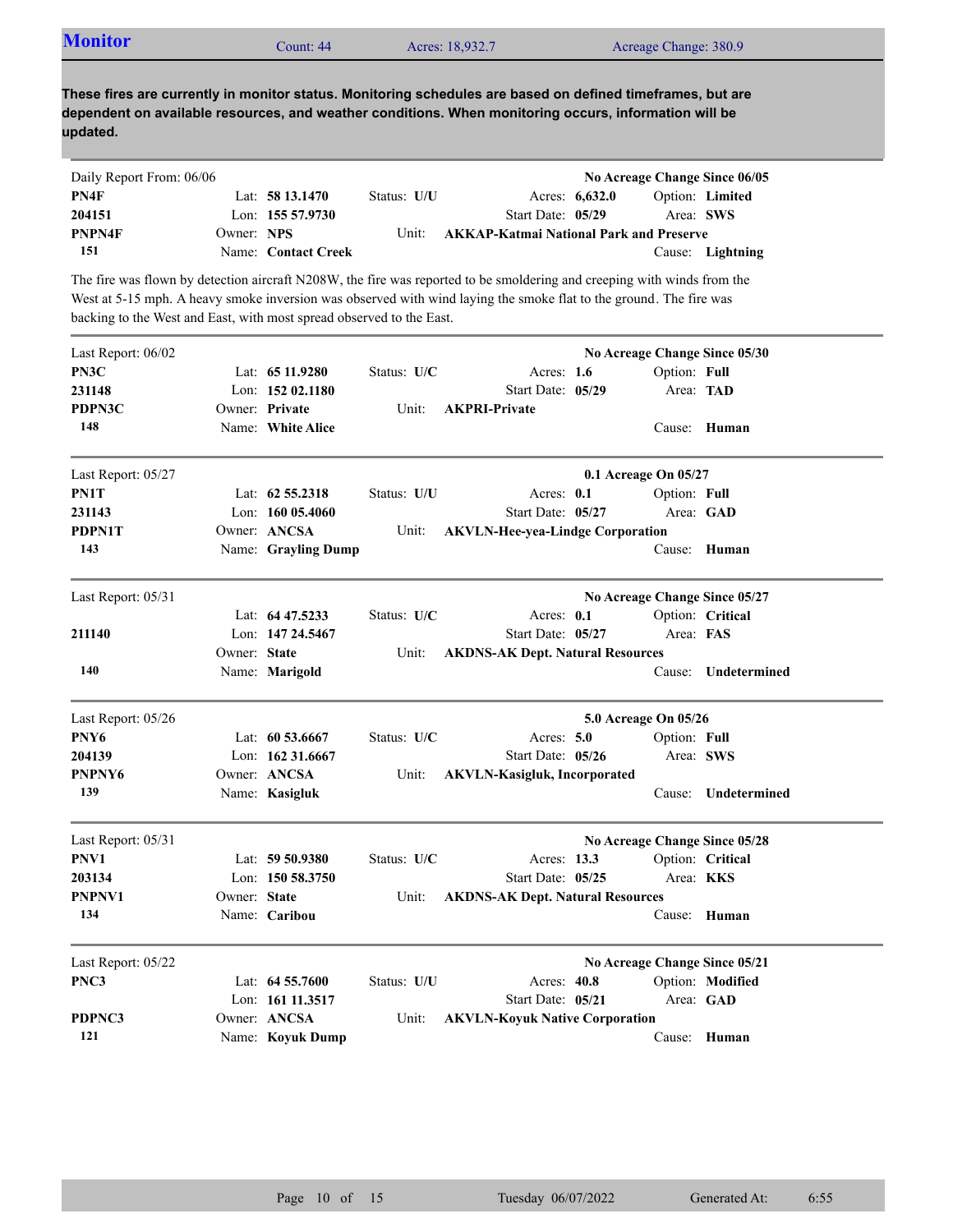## Monitor

Count: 44 | Acres: 18,932.7 | Acreage Change: 380.9

**These fires are currently in monitor status. Monitoring schedules are based on defined timeframes, but are dependent on available resources, and weather conditions. When monitoring occurs, information will be updated.**

---

Daily Report From: 06/06 — **No Acreage Change Since 06/05**

| | | | | |
|---|---|---|---|---|
| **PN4F** | Lat: **58 13.1470** | Status: **U/U** | Acres: **6,632.0** | Option: **Limited** |
| **204151** | Lon: **155 57.9730** | | Start Date: **05/29** | Area: **SWS** |
| **PNPN4F** | Owner: **NPS** | Unit: **AKKAP-Katmai National Park and Preserve** | | |
| **151** | Name: **Contact Creek** | | | Cause: **Lightning** |

The fire was flown by detection aircraft N208W, the fire was reported to be smoldering and creeping with winds from the West at 5-15 mph. A heavy smoke inversion was observed with wind laying the smoke flat to the ground. The fire was backing to the West and East, with most spread observed to the East.

---

Last Report: 06/02 — **No Acreage Change Since 05/30**

| | | | | |
|---|---|---|---|---|
| **PN3C** | Lat: **65 11.9280** | Status: **U/C** | Acres: **1.6** | Option: **Full** |
| **231148** | Lon: **152 02.1180** | | Start Date: **05/29** | Area: **TAD** |
| **PDPN3C** | Owner: **Private** | Unit: **AKPRI-Private** | | |
| **148** | Name: **White Alice** | | | Cause: **Human** |

---

Last Report: 05/27 — **0.1 Acreage On 05/27**

| | | | | |
|---|---|---|---|---|
| **PN1T** | Lat: **62 55.2318** | Status: **U/U** | Acres: **0.1** | Option: **Full** |
| **231143** | Lon: **160 05.4060** | | Start Date: **05/27** | Area: **GAD** |
| **PDPN1T** | Owner: **ANCSA** | Unit: **AKVLN-Hee-yea-Lindge Corporation** | | |
| **143** | Name: **Grayling Dump** | | | Cause: **Human** |

---

Last Report: 05/31 — **No Acreage Change Since 05/27**

| | | | | |
|---|---|---|---|---|
| | Lat: **64 47.5233** | Status: **U/C** | Acres: **0.1** | Option: **Critical** |
| **211140** | Lon: **147 24.5467** | | Start Date: **05/27** | Area: **FAS** |
| | Owner: **State** | Unit: **AKDNS-AK Dept. Natural Resources** | | |
| **140** | Name: **Marigold** | | | Cause: **Undetermined** |

---

Last Report: 05/26 — **5.0 Acreage On 05/26**

| | | | | |
|---|---|---|---|---|
| **PNY6** | Lat: **60 53.6667** | Status: **U/C** | Acres: **5.0** | Option: **Full** |
| **204139** | Lon: **162 31.6667** | | Start Date: **05/26** | Area: **SWS** |
| **PNPNY6** | Owner: **ANCSA** | Unit: **AKVLN-Kasigluk, Incorporated** | | |
| **139** | Name: **Kasigluk** | | | Cause: **Undetermined** |

---

Last Report: 05/31 — **No Acreage Change Since 05/28**

| | | | | |
|---|---|---|---|---|
| **PNV1** | Lat: **59 50.9380** | Status: **U/C** | Acres: **13.3** | Option: **Critical** |
| **203134** | Lon: **150 58.3750** | | Start Date: **05/25** | Area: **KKS** |
| **PNPNV1** | Owner: **State** | Unit: **AKDNS-AK Dept. Natural Resources** | | |
| **134** | Name: **Caribou** | | | Cause: **Human** |

---

Last Report: 05/22 — **No Acreage Change Since 05/21**

| | | | | |
|---|---|---|---|---|
| **PNC3** | Lat: **64 55.7600** | Status: **U/U** | Acres: **40.8** | Option: **Modified** |
| | Lon: **161 11.3517** | | Start Date: **05/21** | Area: **GAD** |
| **PDPNC3** | Owner: **ANCSA** | Unit: **AKVLN-Koyuk Native Corporation** | | |
| **121** | Name: **Koyuk Dump** | | | Cause: **Human** |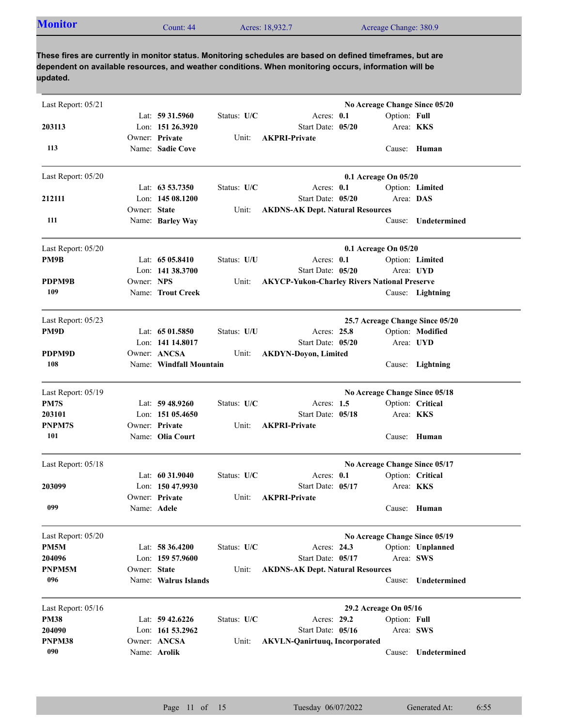## Monitor

Count: 44 | Acres: 18,932.7 | Acreage Change: 380.9

**These fires are currently in monitor status. Monitoring schedules are based on defined timeframes, but are dependent on available resources, and weather conditions. When monitoring occurs, information will be updated.**

---

Last Report: 05/21 — **No Acreage Change Since 05/20**

| | | | | |
|---|---|---|---|---|
| | Lat: **59 31.5960** | Status: **U/C** | Acres: **0.1** | Option: **Full** |
| **203113** | Lon: **151 26.3920** | | Start Date: **05/20** | Area: **KKS** |
| | Owner: **Private** | Unit: **AKPRI-Private** | | |
| **113** | Name: **Sadie Cove** | | | Cause: **Human** |

---

Last Report: 05/20 — **0.1 Acreage On 05/20**

| | | | | |
|---|---|---|---|---|
| | Lat: **63 53.7350** | Status: **U/C** | Acres: **0.1** | Option: **Limited** |
| **212111** | Lon: **145 08.1200** | | Start Date: **05/20** | Area: **DAS** |
| | Owner: **State** | Unit: **AKDNS-AK Dept. Natural Resources** | | |
| **111** | Name: **Barley Way** | | | Cause: **Undetermined** |

---

Last Report: 05/20 — **0.1 Acreage On 05/20**

| | | | | |
|---|---|---|---|---|
| **PM9B** | Lat: **65 05.8410** | Status: **U/U** | Acres: **0.1** | Option: **Limited** |
| | Lon: **141 38.3700** | | Start Date: **05/20** | Area: **UYD** |
| **PDPM9B** | Owner: **NPS** | Unit: **AKYCP-Yukon-Charley Rivers National Preserve** | | |
| **109** | Name: **Trout Creek** | | | Cause: **Lightning** |

---

Last Report: 05/23 — **25.7 Acreage Change Since 05/20**

| | | | | |
|---|---|---|---|---|
| **PM9D** | Lat: **65 01.5850** | Status: **U/U** | Acres: **25.8** | Option: **Modified** |
| | Lon: **141 14.8017** | | Start Date: **05/20** | Area: **UYD** |
| **PDPM9D** | Owner: **ANCSA** | Unit: **AKDYN-Doyon, Limited** | | |
| **108** | Name: **Windfall Mountain** | | | Cause: **Lightning** |

---

Last Report: 05/19 — **No Acreage Change Since 05/18**

| | | | | |
|---|---|---|---|---|
| **PM7S** | Lat: **59 48.9260** | Status: **U/C** | Acres: **1.5** | Option: **Critical** |
| **203101** | Lon: **151 05.4650** | | Start Date: **05/18** | Area: **KKS** |
| **PNPM7S** | Owner: **Private** | Unit: **AKPRI-Private** | | |
| **101** | Name: **Olia Court** | | | Cause: **Human** |

---

Last Report: 05/18 — **No Acreage Change Since 05/17**

| | | | | |
|---|---|---|---|---|
| | Lat: **60 31.9040** | Status: **U/C** | Acres: **0.1** | Option: **Critical** |
| **203099** | Lon: **150 47.9930** | | Start Date: **05/17** | Area: **KKS** |
| | Owner: **Private** | Unit: **AKPRI-Private** | | |
| **099** | Name: **Adele** | | | Cause: **Human** |

---

Last Report: 05/20 — **No Acreage Change Since 05/19**

| | | | | |
|---|---|---|---|---|
| **PM5M** | Lat: **58 36.4200** | Status: **U/C** | Acres: **24.3** | Option: **Unplanned** |
| **204096** | Lon: **159 57.9600** | | Start Date: **05/17** | Area: **SWS** |
| **PNPM5M** | Owner: **State** | Unit: **AKDNS-AK Dept. Natural Resources** | | |
| **096** | Name: **Walrus Islands** | | | Cause: **Undetermined** |

---

Last Report: 05/16 — **29.2 Acreage On 05/16**

| | | | | |
|---|---|---|---|---|
| **PM38** | Lat: **59 42.6226** | Status: **U/C** | Acres: **29.2** | Option: **Full** |
| **204090** | Lon: **161 53.2962** | | Start Date: **05/16** | Area: **SWS** |
| **PNPM38** | Owner: **ANCSA** | Unit: **AKVLN-Qanirtuuq, Incorporated** | | |
| **090** | Name: **Arolik** | | | Cause: **Undetermined** |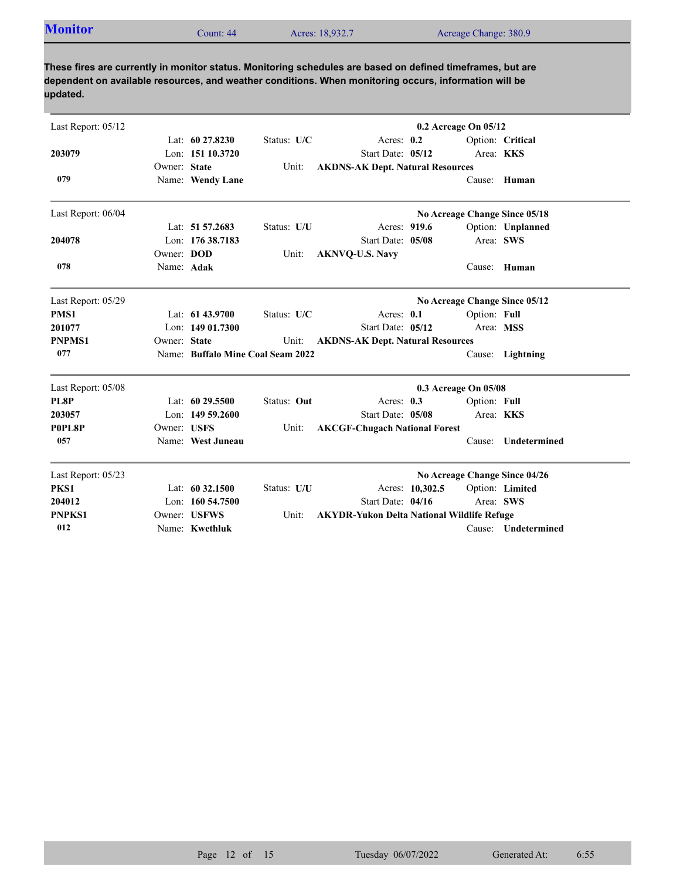## Monitor

Count: 44 | Acres: 18,932.7 | Acreage Change: 380.9

**These fires are currently in monitor status. Monitoring schedules are based on defined timeframes, but are dependent on available resources, and weather conditions. When monitoring occurs, information will be updated.**

---

Last Report: 05/12 — **0.2 Acreage On 05/12**

| | | | |
|---|---|---|---|
| **203079** | Lat: **60 27.8230** | Status: **U/C** | Acres: **0.2** | 
| | Lon: **151 10.3720** | Start Date: **05/12** | Option: **Critical** |
| | Owner: **State** | Unit: **AKDNS-AK Dept. Natural Resources** | Area: **KKS** |
| **079** | Name: **Wendy Lane** | | Cause: **Human** |

---

Last Report: 06/04 — **No Acreage Change Since 05/18**

| | | | |
|---|---|---|---|
| **204078** | Lat: **51 57.2683** | Status: **U/U** | Acres: **919.6** |
| | Lon: **176 38.7183** | Start Date: **05/08** | Option: **Unplanned** |
| | Owner: **DOD** | Unit: **AKNVQ-U.S. Navy** | Area: **SWS** |
| **078** | Name: **Adak** | | Cause: **Human** |

---

Last Report: 05/29 — **No Acreage Change Since 05/12**

| | | | |
|---|---|---|---|
| **PMS1** | Lat: **61 43.9700** | Status: **U/C** | Acres: **0.1** |
| **201077** | Lon: **149 01.7300** | Start Date: **05/12** | Option: **Full** |
| **PNPMS1** | Owner: **State** | Unit: **AKDNS-AK Dept. Natural Resources** | Area: **MSS** |
| **077** | Name: **Buffalo Mine Coal Seam 2022** | | Cause: **Lightning** |

---

Last Report: 05/08 — **0.3 Acreage On 05/08**

| | | | |
|---|---|---|---|
| **PL8P** | Lat: **60 29.5500** | Status: **Out** | Acres: **0.3** |
| **203057** | Lon: **149 59.2600** | Start Date: **05/08** | Option: **Full** |
| **P0PL8P** | Owner: **USFS** | Unit: **AKCGF-Chugach National Forest** | Area: **KKS** |
| **057** | Name: **West Juneau** | | Cause: **Undetermined** |

---

Last Report: 05/23 — **No Acreage Change Since 04/26**

| | | | |
|---|---|---|---|
| **PKS1** | Lat: **60 32.1500** | Status: **U/U** | Acres: **10,302.5** |
| **204012** | Lon: **160 54.7500** | Start Date: **04/16** | Option: **Limited** |
| **PNPKS1** | Owner: **USFWS** | Unit: **AKYDR-Yukon Delta National Wildlife Refuge** | Area: **SWS** |
| **012** | Name: **Kwethluk** | | Cause: **Undetermined** |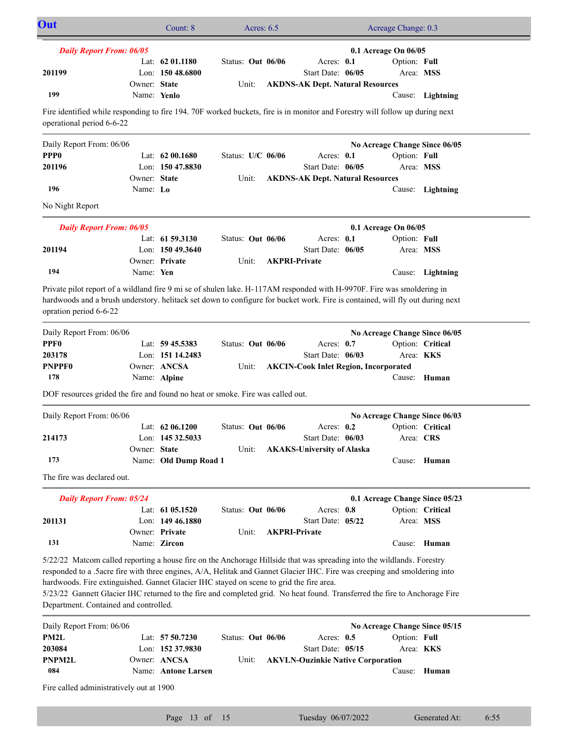## Out

Count: 8 | Acres: 6.5 | Acreage Change: 0.3

---

***Daily Report From: 06/05*** — **0.1 Acreage On 06/05**

| | | | |
|---|---|---|---|
| | Lat: **62 01.1180** | Status: **Out 06/06** | Acres: **0.1** | 
| **201199** | Lon: **150 48.6800** | Start Date: **06/05** | Option: **Full** / Area: **MSS** |
| | Owner: **State** | Unit: **AKDNS-AK Dept. Natural Resources** | |
| **199** | Name: **Yenlo** | | Cause: **Lightning** |

Fire identified while responding to fire 194. 70F worked buckets, fire is in monitor and Forestry will follow up during next operational period 6-6-22

---

Daily Report From: 06/06 — **No Acreage Change Since 06/05**

| | | | |
|---|---|---|---|
| **PPP0** | Lat: **62 00.1680** | Status: **U/C 06/06** | Acres: **0.1** |
| **201196** | Lon: **150 47.8830** | Start Date: **06/05** | Option: **Full** / Area: **MSS** |
| | Owner: **State** | Unit: **AKDNS-AK Dept. Natural Resources** | |
| **196** | Name: **Lo** | | Cause: **Lightning** |

No Night Report

---

***Daily Report From: 06/05*** — **0.1 Acreage On 06/05**

| | | | |
|---|---|---|---|
| | Lat: **61 59.3130** | Status: **Out 06/06** | Acres: **0.1** |
| **201194** | Lon: **150 49.3640** | Start Date: **06/05** | Option: **Full** / Area: **MSS** |
| | Owner: **Private** | Unit: **AKPRI-Private** | |
| **194** | Name: **Yen** | | Cause: **Lightning** |

Private pilot report of a wildland fire 9 mi se of shulen lake. H-117AM responded with H-9970F. Fire was smoldering in hardwoods and a brush understory. helitack set down to configure for bucket work. Fire is contained, will fly out during next opration period 6-6-22

---

Daily Report From: 06/06 — **No Acreage Change Since 06/05**

| | | | |
|---|---|---|---|
| **PPF0** | Lat: **59 45.5383** | Status: **Out 06/06** | Acres: **0.7** |
| **203178** | Lon: **151 14.2483** | Start Date: **06/03** | Option: **Critical** / Area: **KKS** |
| **PNPPF0** | Owner: **ANCSA** | Unit: **AKCIN-Cook Inlet Region, Incorporated** | |
| **178** | Name: **Alpine** | | Cause: **Human** |

DOF resources grided the fire and found no heat or smoke. Fire was called out.

---

Daily Report From: 06/06 — **No Acreage Change Since 06/03**

| | | | |
|---|---|---|---|
| | Lat: **62 06.1200** | Status: **Out 06/06** | Acres: **0.2** |
| **214173** | Lon: **145 32.5033** | Start Date: **06/03** | Option: **Critical** / Area: **CRS** |
| | Owner: **State** | Unit: **AKAKS-University of Alaska** | |
| **173** | Name: **Old Dump Road 1** | | Cause: **Human** |

The fire was declared out.

---

***Daily Report From: 05/24*** — **0.1 Acreage Change Since 05/23**

| | | | |
|---|---|---|---|
| | Lat: **61 05.1520** | Status: **Out 06/06** | Acres: **0.8** |
| **201131** | Lon: **149 46.1880** | Start Date: **05/22** | Option: **Critical** / Area: **MSS** |
| | Owner: **Private** | Unit: **AKPRI-Private** | |
| **131** | Name: **Zircon** | | Cause: **Human** |

5/22/22 Matcom called reporting a house fire on the Anchorage Hillside that was spreading into the wildlands. Forestry responded to a .5acre fire with three engines, A/A, Helitak and Gannet Glacier IHC. Fire was creeping and smoldering into hardwoods. Fire extinguished. Gannet Glacier IHC stayed on scene to grid the fire area.
5/23/22 Gannett Glacier IHC returned to the fire and completed grid. No heat found. Transferred the fire to Anchorage Fire Department. Contained and controlled.

---

Daily Report From: 06/06 — **No Acreage Change Since 05/15**

| | | | |
|---|---|---|---|
| **PM2L** | Lat: **57 50.7230** | Status: **Out 06/06** | Acres: **0.5** |
| **203084** | Lon: **152 37.9830** | Start Date: **05/15** | Option: **Full** / Area: **KKS** |
| **PNPM2L** | Owner: **ANCSA** | Unit: **AKVLN-Ouzinkie Native Corporation** | |
| **084** | Name: **Antone Larsen** | | Cause: **Human** |

Fire called administratively out at 1900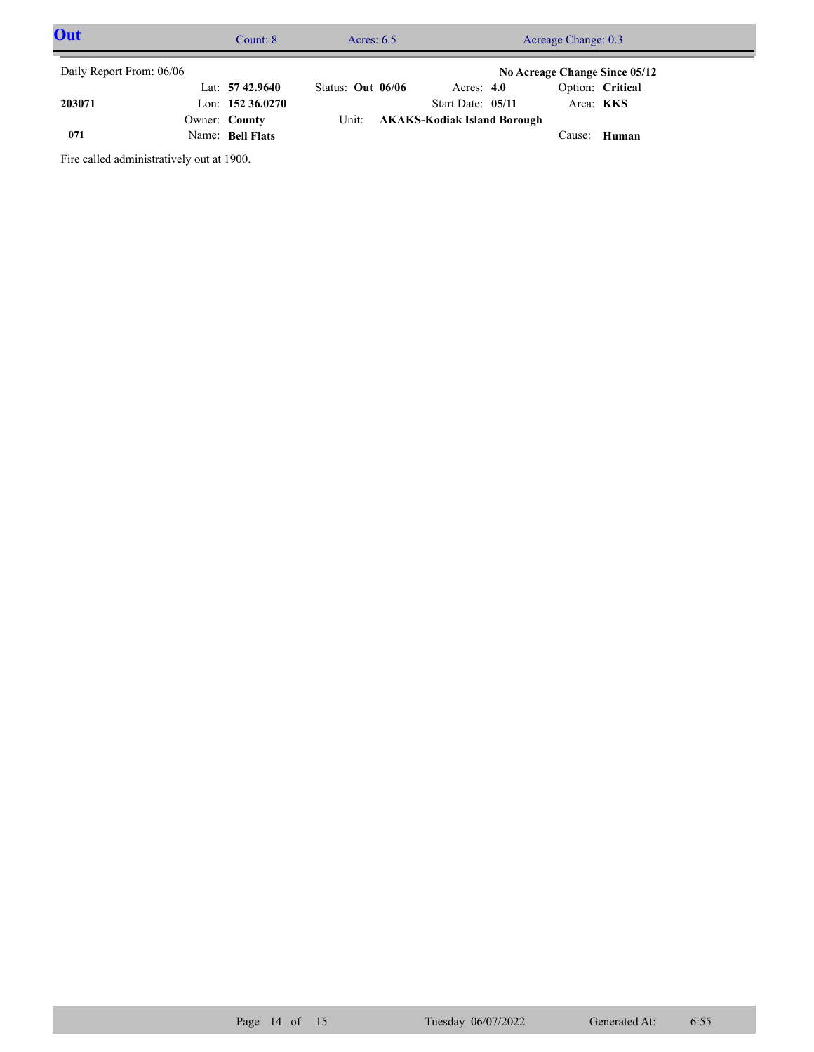## Out

Count: 8 | Acres: 6.5 | Acreage Change: 0.3

Daily Report From: 06/06

**No Acreage Change Since 05/12**

| | | | | |
|---|---|---|---|---|
| **203071** | Lat: **57 42.9640** | Status: **Out 06/06** | Acres: **4.0** | Option: **Critical** |
| | Lon: **152 36.0270** | | Start Date: **05/11** | Area: **KKS** |
| | Owner: **County** | Unit: **AKAKS-Kodiak Island Borough** | | |
| **071** | Name: **Bell Flats** | | | Cause: **Human** |

Fire called administratively out at 1900.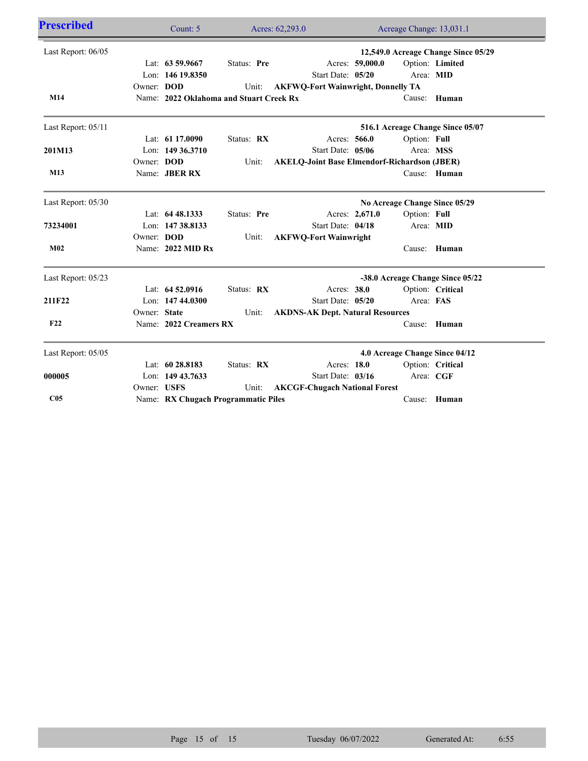## Prescribed

Count: 5 | Acres: 62,293.0 | Acreage Change: 13,031.1

---

Last Report: 06/05 — **12,549.0 Acreage Change Since 05/29**

**M14**

Lat: **63 59.9667** | Status: **Pre** | Acres: **59,000.0** | Option: **Limited**
Lon: **146 19.8350** | Start Date: **05/20** | Area: **MID**
Owner: **DOD** | Unit: **AKFWQ-Fort Wainwright, Donnelly TA**
Name: **2022 Oklahoma and Stuart Creek Rx** | Cause: **Human**

---

Last Report: 05/11 — **516.1 Acreage Change Since 05/07**

**201M13**
**M13**

Lat: **61 17.0090** | Status: **RX** | Acres: **566.0** | Option: **Full**
Lon: **149 36.3710** | Start Date: **05/06** | Area: **MSS**
Owner: **DOD** | Unit: **AKELQ-Joint Base Elmendorf-Richardson (JBER)**
Name: **JBER RX** | Cause: **Human**

---

Last Report: 05/30 — **No Acreage Change Since 05/29**

**73234001**
**M02**

Lat: **64 48.1333** | Status: **Pre** | Acres: **2,671.0** | Option: **Full**
Lon: **147 38.8133** | Start Date: **04/18** | Area: **MID**
Owner: **DOD** | Unit: **AKFWQ-Fort Wainwright**
Name: **2022 MID Rx** | Cause: **Human**

---

Last Report: 05/23 — **-38.0 Acreage Change Since 05/22**

**211F22**
**F22**

Lat: **64 52.0916** | Status: **RX** | Acres: **38.0** | Option: **Critical**
Lon: **147 44.0300** | Start Date: **05/20** | Area: **FAS**
Owner: **State** | Unit: **AKDNS-AK Dept. Natural Resources**
Name: **2022 Creamers RX** | Cause: **Human**

---

Last Report: 05/05 — **4.0 Acreage Change Since 04/12**

**000005**
**C05**

Lat: **60 28.8183** | Status: **RX** | Acres: **18.0** | Option: **Critical**
Lon: **149 43.7633** | Start Date: **03/16** | Area: **CGF**
Owner: **USFS** | Unit: **AKCGF-Chugach National Forest**
Name: **RX Chugach Programmatic Piles** | Cause: **Human**